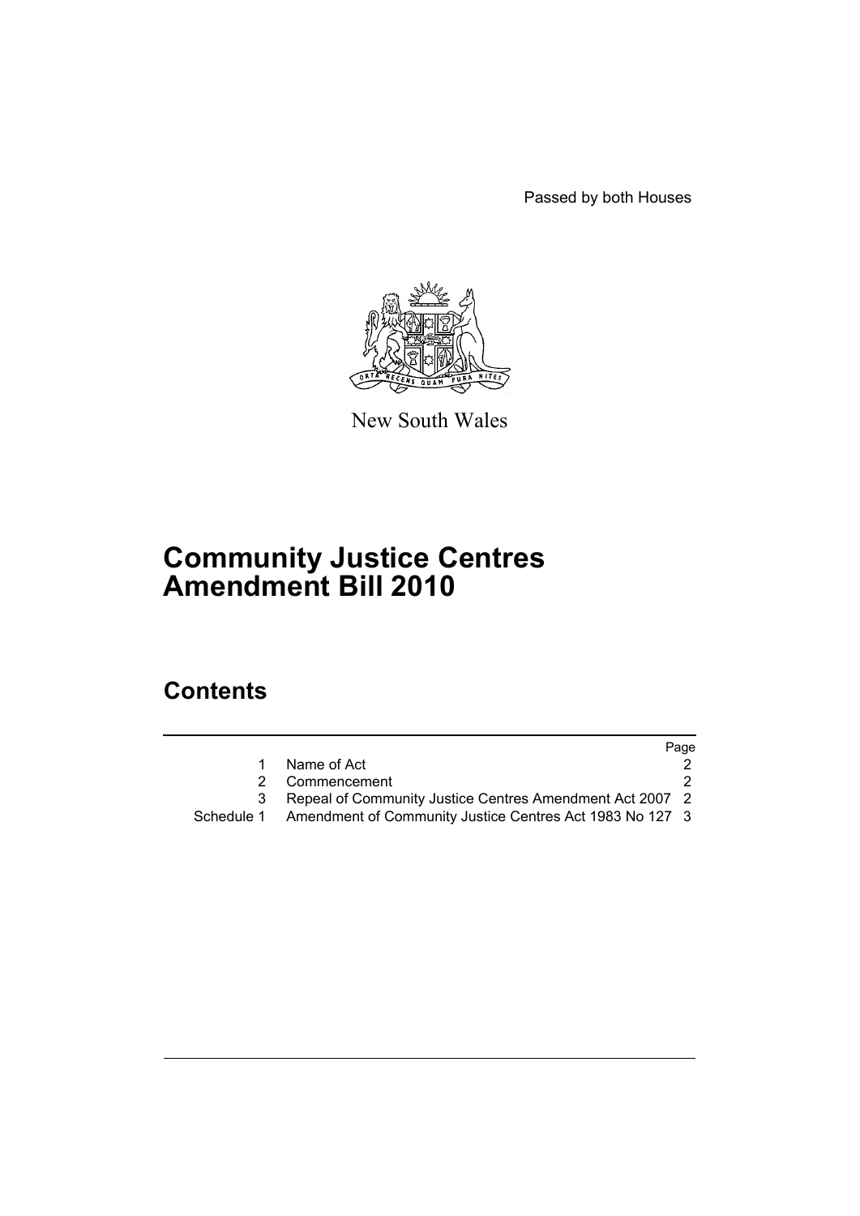Passed by both Houses

New South Wales

# Community Justice Centres Amendment Bill 2010

## Contents

| | | Page |
|---|---|---|
| 1 | Name of Act | 2 |
| 2 | Commencement | 2 |
| 3 | Repeal of Community Justice Centres Amendment Act 2007 | 2 |
| Schedule 1 | Amendment of Community Justice Centres Act 1983 No 127 | 3 |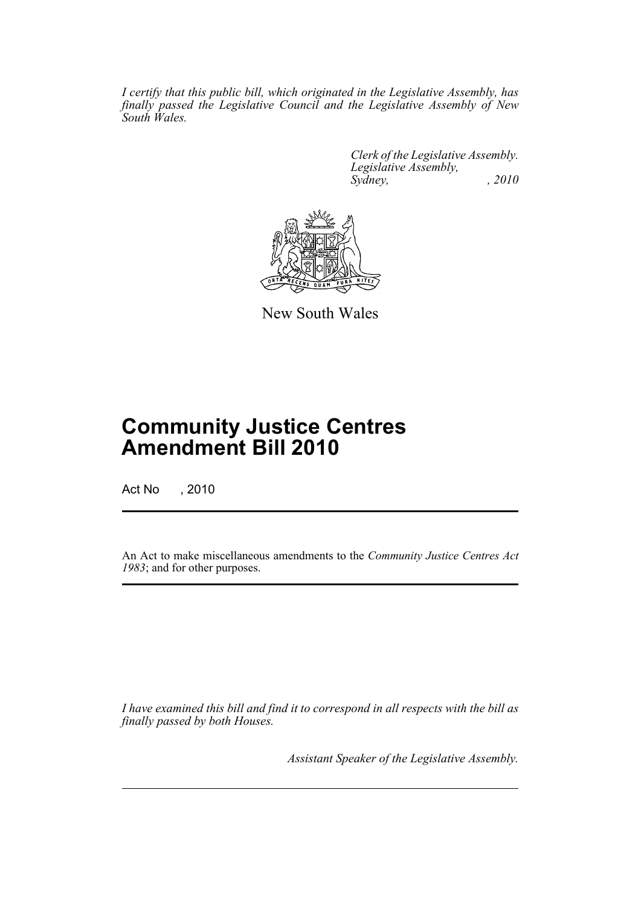*I certify that this public bill, which originated in the Legislative Assembly, has finally passed the Legislative Council and the Legislative Assembly of New South Wales.*

*Clerk of the Legislative Assembly.*
*Legislative Assembly,*
*Sydney, , 2010*

New South Wales

# Community Justice Centres Amendment Bill 2010

Act No , 2010

An Act to make miscellaneous amendments to the *Community Justice Centres Act 1983*; and for other purposes.

*I have examined this bill and find it to correspond in all respects with the bill as finally passed by both Houses.*

*Assistant Speaker of the Legislative Assembly.*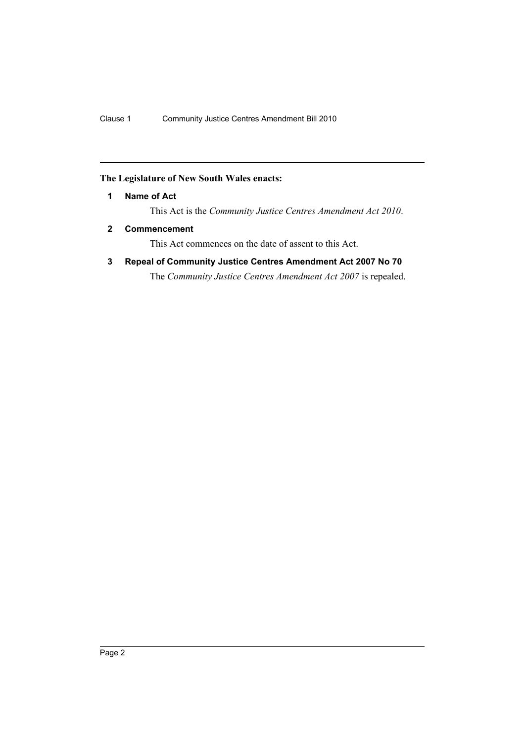**The Legislature of New South Wales enacts:**

**1 Name of Act**

This Act is the *Community Justice Centres Amendment Act 2010*.

**2 Commencement**

This Act commences on the date of assent to this Act.

**3 Repeal of Community Justice Centres Amendment Act 2007 No 70**

The *Community Justice Centres Amendment Act 2007* is repealed.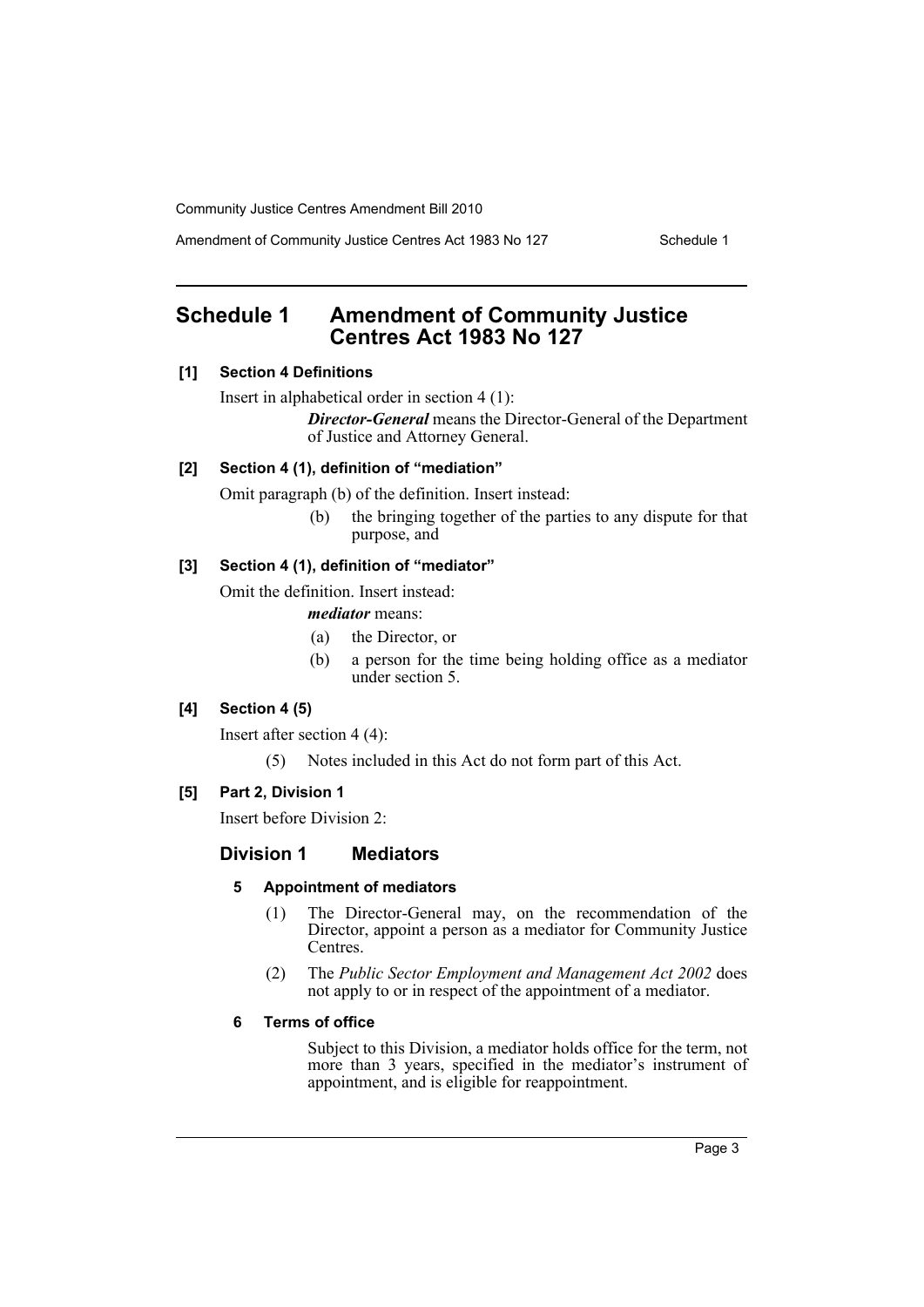# Schedule 1 Amendment of Community Justice Centres Act 1983 No 127

**[1] Section 4 Definitions**

Insert in alphabetical order in section 4 (1):

> ***Director-General*** means the Director-General of the Department of Justice and Attorney General.

**[2] Section 4 (1), definition of "mediation"**

Omit paragraph (b) of the definition. Insert instead:

> (b) the bringing together of the parties to any dispute for that purpose, and

**[3] Section 4 (1), definition of "mediator"**

Omit the definition. Insert instead:

> ***mediator*** means:
>
> (a) the Director, or
>
> (b) a person for the time being holding office as a mediator under section 5.

**[4] Section 4 (5)**

Insert after section 4 (4):

> (5) Notes included in this Act do not form part of this Act.

**[5] Part 2, Division 1**

Insert before Division 2:

## Division 1 Mediators

### 5 Appointment of mediators

(1) The Director-General may, on the recommendation of the Director, appoint a person as a mediator for Community Justice Centres.

(2) The *Public Sector Employment and Management Act 2002* does not apply to or in respect of the appointment of a mediator.

### 6 Terms of office

Subject to this Division, a mediator holds office for the term, not more than 3 years, specified in the mediator's instrument of appointment, and is eligible for reappointment.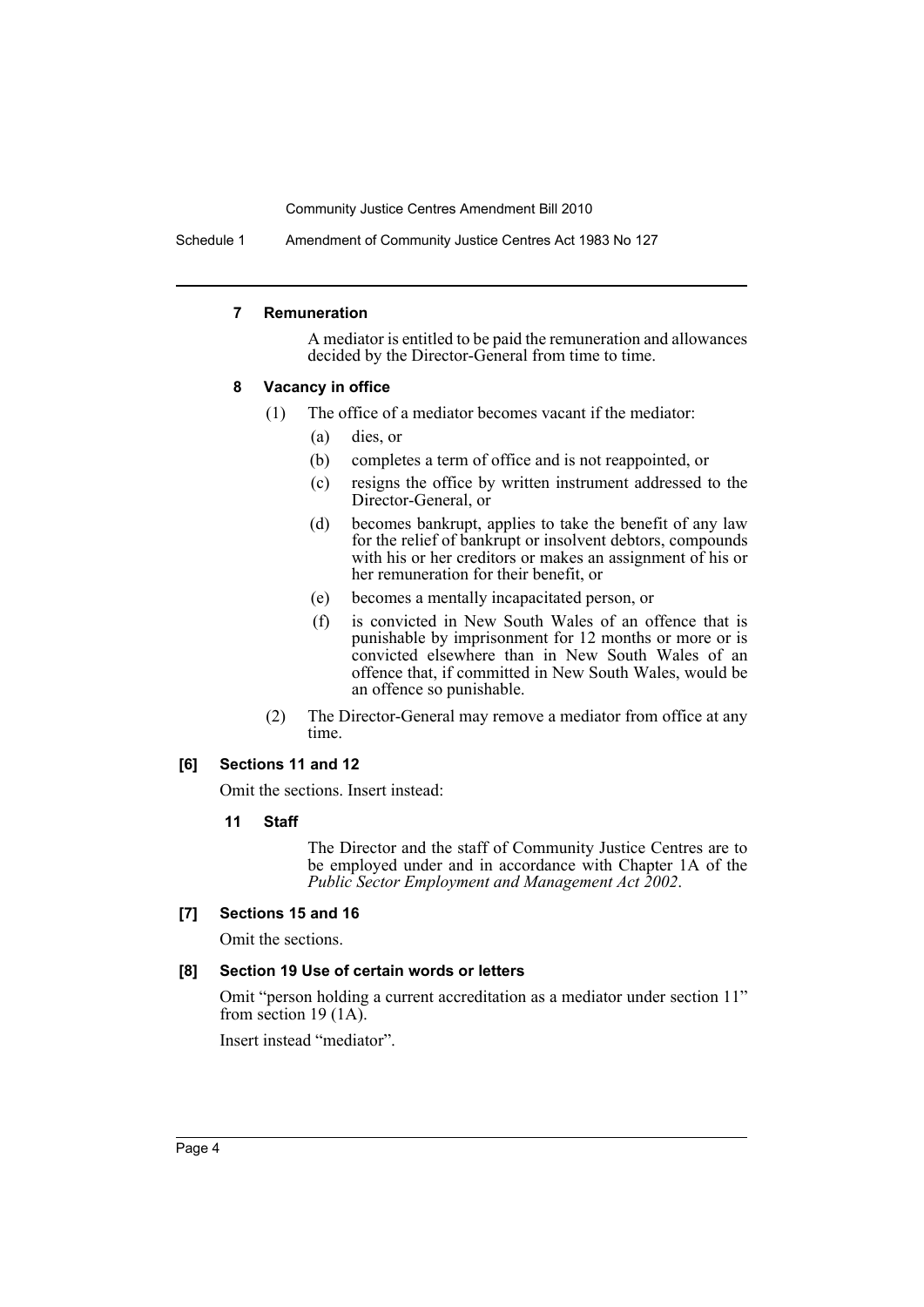#### 7 Remuneration

A mediator is entitled to be paid the remuneration and allowances decided by the Director-General from time to time.

#### 8 Vacancy in office

(1) The office of a mediator becomes vacant if the mediator:

- (a) dies, or
- (b) completes a term of office and is not reappointed, or
- (c) resigns the office by written instrument addressed to the Director-General, or
- (d) becomes bankrupt, applies to take the benefit of any law for the relief of bankrupt or insolvent debtors, compounds with his or her creditors or makes an assignment of his or her remuneration for their benefit, or
- (e) becomes a mentally incapacitated person, or
- (f) is convicted in New South Wales of an offence that is punishable by imprisonment for 12 months or more or is convicted elsewhere than in New South Wales of an offence that, if committed in New South Wales, would be an offence so punishable.

(2) The Director-General may remove a mediator from office at any time.

### [6] Sections 11 and 12

Omit the sections. Insert instead:

#### 11 Staff

The Director and the staff of Community Justice Centres are to be employed under and in accordance with Chapter 1A of the *Public Sector Employment and Management Act 2002*.

### [7] Sections 15 and 16

Omit the sections.

### [8] Section 19 Use of certain words or letters

Omit "person holding a current accreditation as a mediator under section 11" from section 19 (1A).

Insert instead "mediator".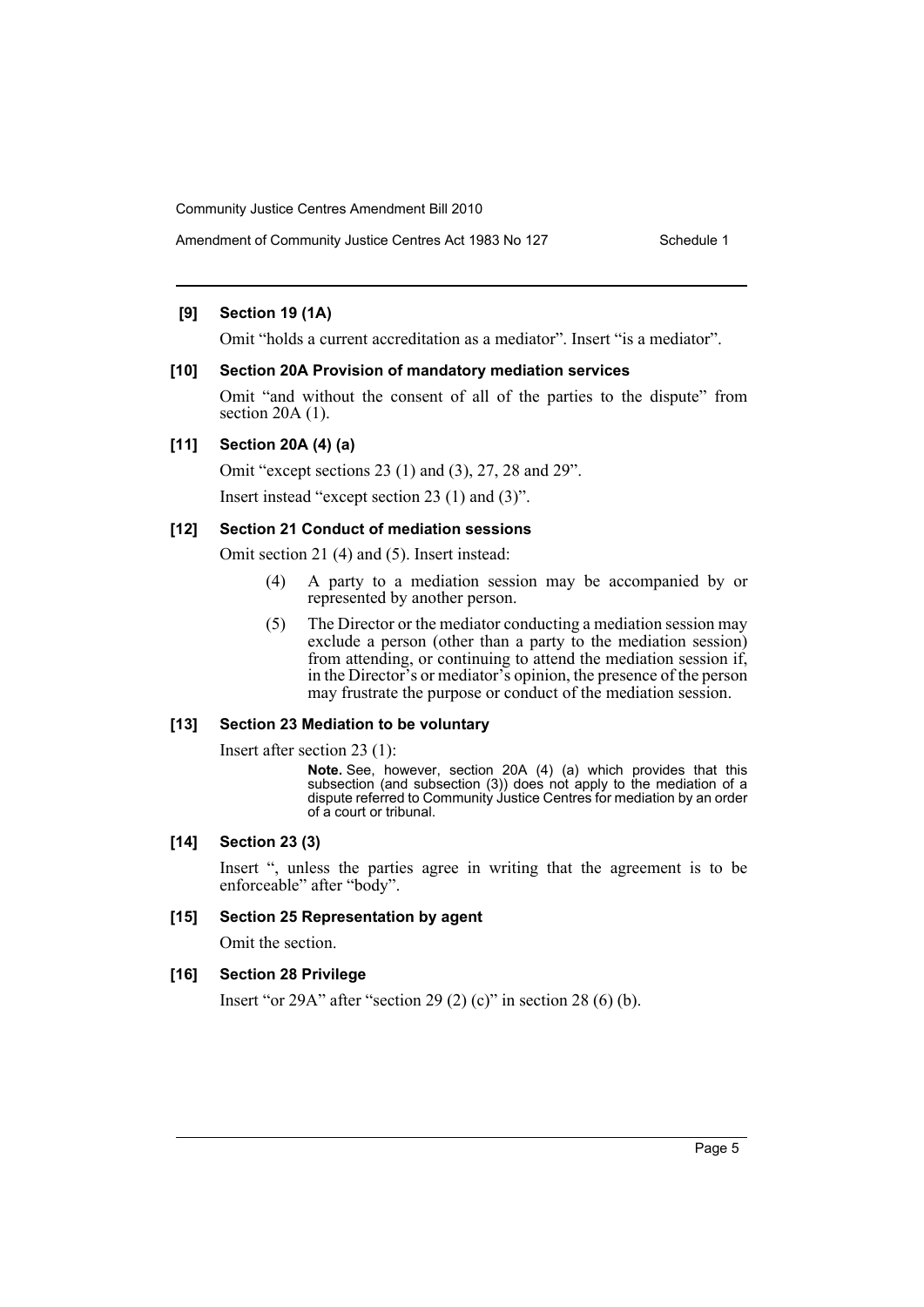**[9] Section 19 (1A)**

Omit "holds a current accreditation as a mediator". Insert "is a mediator".

**[10] Section 20A Provision of mandatory mediation services**

Omit "and without the consent of all of the parties to the dispute" from section 20A (1).

**[11] Section 20A (4) (a)**

Omit "except sections 23 (1) and (3), 27, 28 and 29".

Insert instead "except section 23 (1) and (3)".

**[12] Section 21 Conduct of mediation sessions**

Omit section 21 (4) and (5). Insert instead:

> (4) A party to a mediation session may be accompanied by or represented by another person.
>
> (5) The Director or the mediator conducting a mediation session may exclude a person (other than a party to the mediation session) from attending, or continuing to attend the mediation session if, in the Director's or mediator's opinion, the presence of the person may frustrate the purpose or conduct of the mediation session.

**[13] Section 23 Mediation to be voluntary**

Insert after section 23 (1):

> **Note.** See, however, section 20A (4) (a) which provides that this subsection (and subsection (3)) does not apply to the mediation of a dispute referred to Community Justice Centres for mediation by an order of a court or tribunal.

**[14] Section 23 (3)**

Insert ", unless the parties agree in writing that the agreement is to be enforceable" after "body".

**[15] Section 25 Representation by agent**

Omit the section.

**[16] Section 28 Privilege**

Insert "or 29A" after "section 29 (2) (c)" in section 28 (6) (b).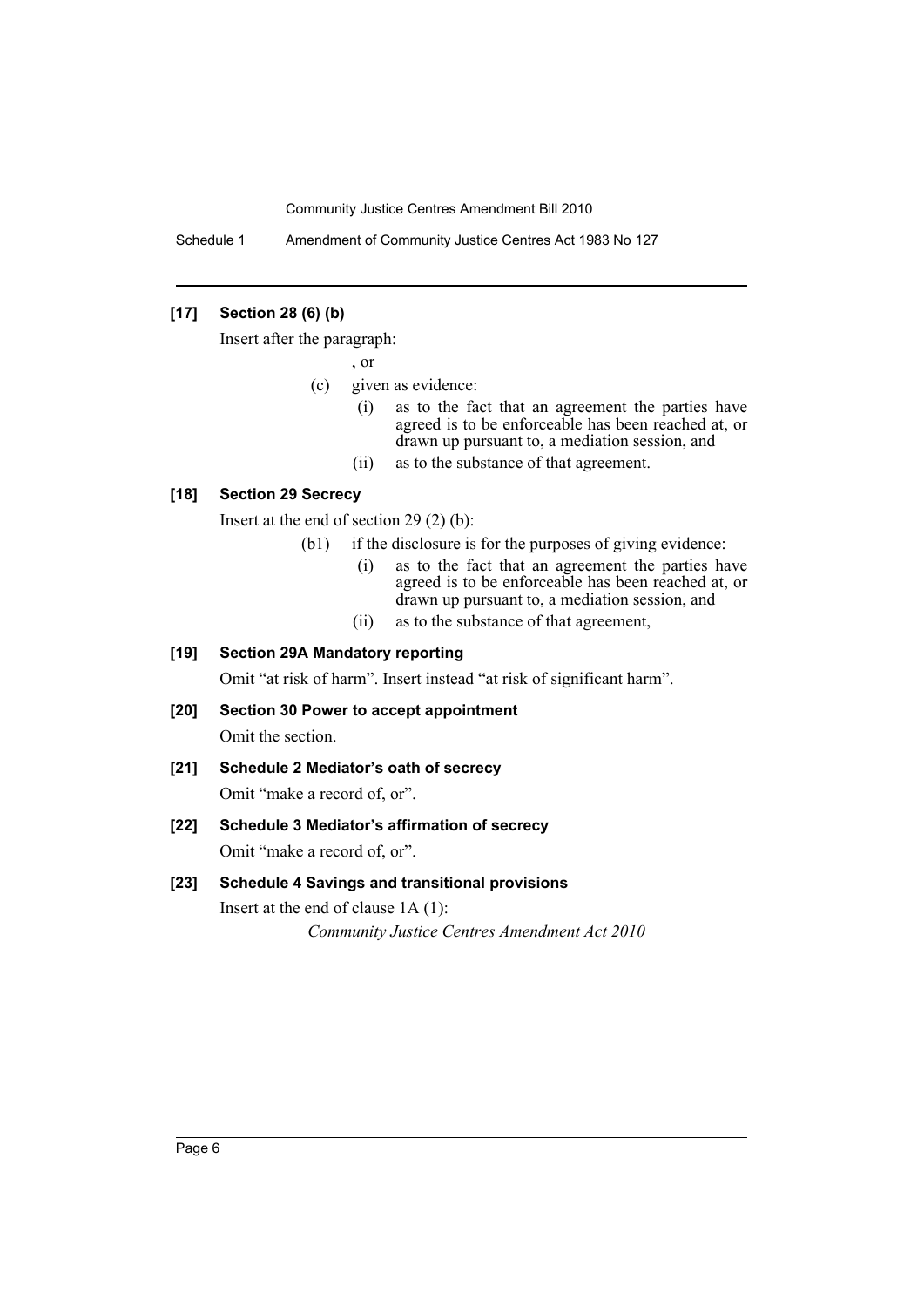### [17] Section 28 (6) (b)

Insert after the paragraph:

, or

(c) given as evidence:

(i) as to the fact that an agreement the parties have agreed is to be enforceable has been reached at, or drawn up pursuant to, a mediation session, and

(ii) as to the substance of that agreement.

### [18] Section 29 Secrecy

Insert at the end of section 29 (2) (b):

(b1) if the disclosure is for the purposes of giving evidence:

(i) as to the fact that an agreement the parties have agreed is to be enforceable has been reached at, or drawn up pursuant to, a mediation session, and

(ii) as to the substance of that agreement,

### [19] Section 29A Mandatory reporting

Omit "at risk of harm". Insert instead "at risk of significant harm".

### [20] Section 30 Power to accept appointment

Omit the section.

### [21] Schedule 2 Mediator's oath of secrecy

Omit "make a record of, or".

### [22] Schedule 3 Mediator's affirmation of secrecy

Omit "make a record of, or".

### [23] Schedule 4 Savings and transitional provisions

Insert at the end of clause 1A (1):

*Community Justice Centres Amendment Act 2010*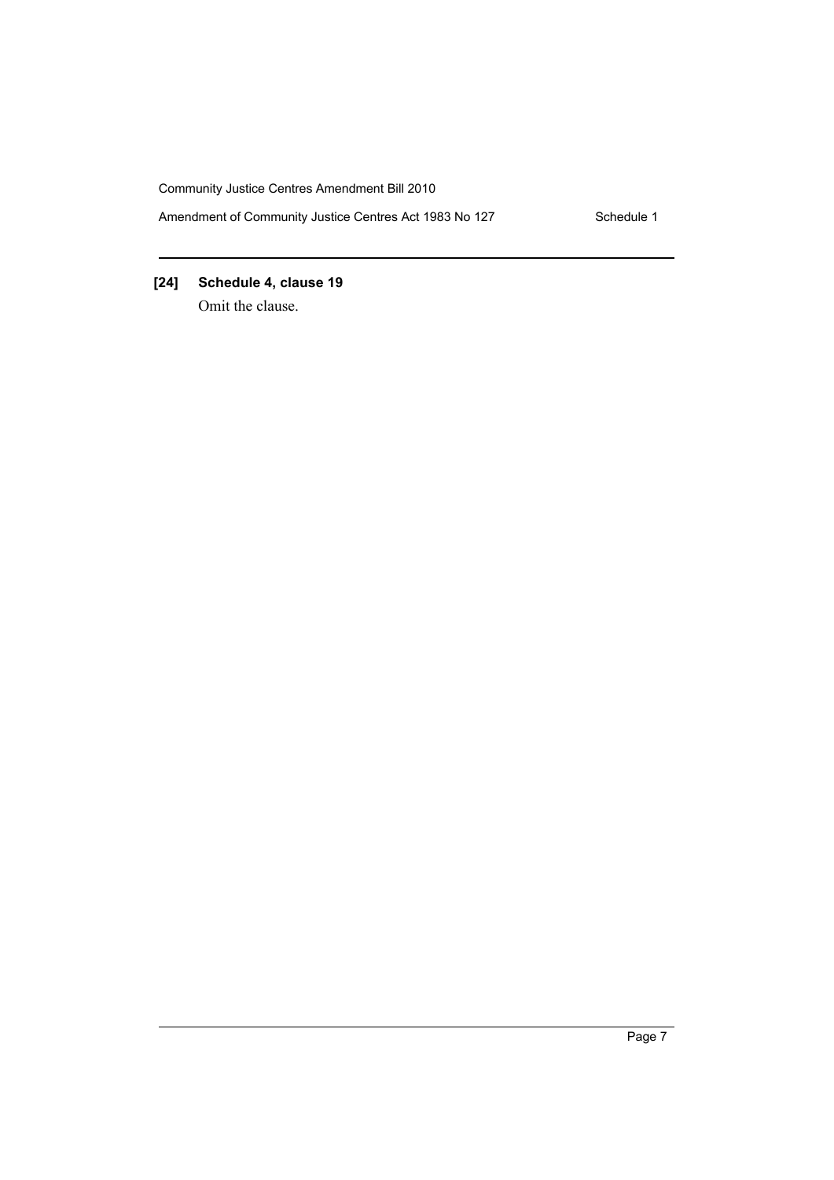**[24] Schedule 4, clause 19**

Omit the clause.